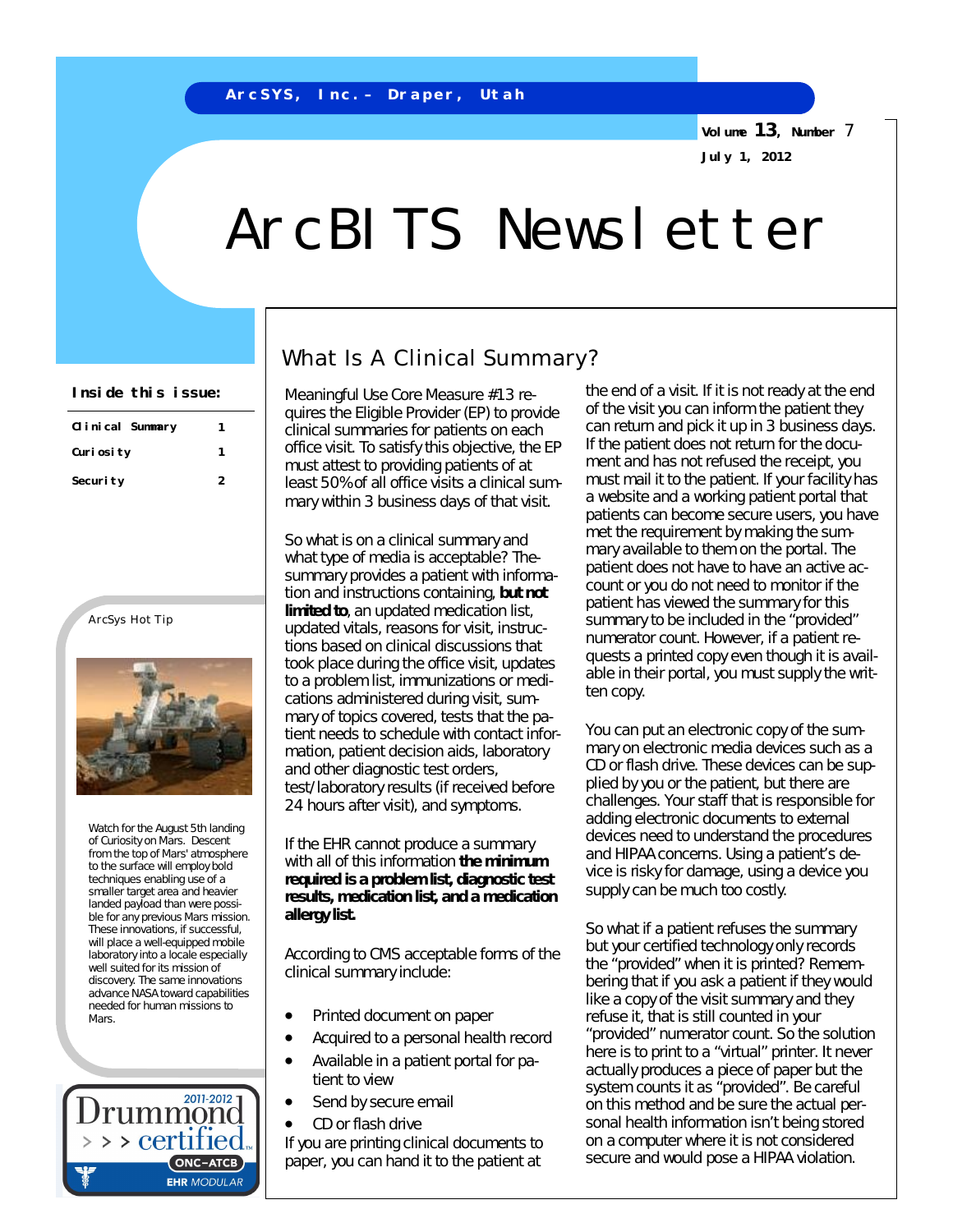ArcSYS, Inc.– Draper, Utah

Volume 13, Number 7

July 1, 2012

# ArcBITS Newsletter

**Inside this issue:**

| | |
|---|---|
| Clinical Summary | 1 |
| Curiosity | 1 |
| Security | 2 |

## What Is A Clinical Summary?

Meaningful Use Core Measure #13 requires the Eligible Provider (EP) to provide clinical summaries for patients on each office visit. To satisfy this objective, the EP must attest to providing patients of at least 50% of all office visits a clinical summary within 3 business days of that visit.

So what is on a clinical summary and what type of media is acceptable? The summary provides a patient with information and instructions containing, **but not limited to**, an updated medication list, updated vitals, reasons for visit, instructions based on clinical discussions that took place during the office visit, updates to a problem list, immunizations or medications administered during visit, summary of topics covered, tests that the patient needs to schedule with contact information, patient decision aids, laboratory and other diagnostic test orders, test/laboratory results (if received before 24 hours after visit), and symptoms.

If the EHR cannot produce a summary with all of this information **the minimum required is a problem list, diagnostic test results, medication list, and a medication allergy list.**

According to CMS acceptable forms of the clinical summary include:

- Printed document on paper
- Acquired to a personal health record
- Available in a patient portal for patient to view
- Send by secure email
- CD or flash drive

If you are printing clinical documents to paper, you can hand it to the patient at the end of a visit. If it is not ready at the end of the visit you can inform the patient they can return and pick it up in 3 business days. If the patient does not return for the document and has not refused the receipt, you must mail it to the patient. If your facility has a website and a working patient portal that patients can become secure users, you have met the requirement by making the summary available to them on the portal. The patient does not have to have an active account or you do not need to monitor if the patient has viewed the summary for this summary to be included in the “provided” numerator count. However, if a patient requests a printed copy even though it is available in their portal, you must supply the written copy.

You can put an electronic copy of the summary on electronic media devices such as a CD or flash drive. These devices can be supplied by you or the patient, but there are challenges. Your staff that is responsible for adding electronic documents to external devices need to understand the procedures and HIPAA concerns. Using a patient’s device is risky for damage, using a device you supply can be much too costly.

So what if a patient refuses the summary but your certified technology only records the “provided” when it is printed? Remembering that if you ask a patient if they would like a copy of the visit summary and they refuse it, that is still counted in your “provided” numerator count. So the solution here is to print to a “virtual” printer. It never actually produces a piece of paper but the system counts it as “provided”. Be careful on this method and be sure the actual personal health information isn’t being stored on a computer where it is not considered secure and would pose a HIPAA violation.

### ArcSys Hot Tip

Watch for the August 5th landing of Curiosity on Mars. Descent from the top of Mars' atmosphere to the surface will employ bold techniques enabling use of a smaller target area and heavier landed payload than were possible for any previous Mars mission. These innovations, if successful, will place a well-equipped mobile laboratory into a locale especially well suited for its mission of discovery. The same innovations advance NASA toward capabilities needed for human missions to Mars.

2011-2012 Drummond certified ONC-ATCB EHR MODULAR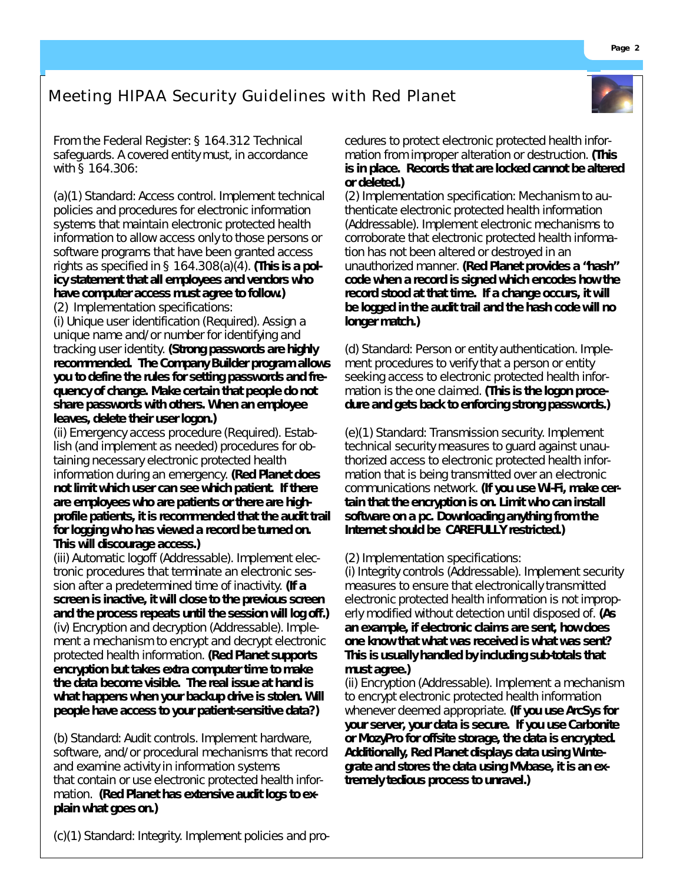# Meeting HIPAA Security Guidelines with Red Planet

From the Federal Register: § 164.312 Technical safeguards. A covered entity must, in accordance with § 164.306:

(a)(1) Standard: Access control. Implement technical policies and procedures for electronic information systems that maintain electronic protected health information to allow access only to those persons or software programs that have been granted access rights as specified in § 164.308(a)(4). **(This is a policy statement that all employees and vendors who have computer access must agree to follow.)**

(2) Implementation specifications:

(i) Unique user identification (Required). Assign a unique name and/or number for identifying and tracking user identity. **(Strong passwords are highly recommended. The Company Builder program allows you to define the rules for setting passwords and frequency of change. Make certain that people do not share passwords with others. When an employee leaves, delete their user logon.)**

(ii) Emergency access procedure (Required). Establish (and implement as needed) procedures for obtaining necessary electronic protected health information during an emergency. **(Red Planet does not limit which user can see which patient. If there are employees who are patients or there are high-profile patients, it is recommended that the audit trail for logging who has viewed a record be turned on. This will discourage access.)**

(iii) Automatic logoff (Addressable). Implement electronic procedures that terminate an electronic session after a predetermined time of inactivity. **(If a screen is inactive, it will close to the previous screen and the process repeats until the session will log off.)**

(iv) Encryption and decryption (Addressable). Implement a mechanism to encrypt and decrypt electronic protected health information. **(Red Planet supports encryption but takes extra computer time to make the data become visible. The real issue at hand is what happens when your backup drive is stolen. Will people have access to your patient-sensitive data?)**

(b) Standard: Audit controls. Implement hardware, software, and/or procedural mechanisms that record and examine activity in information systems that contain or use electronic protected health information. **(Red Planet has extensive audit logs to explain what goes on.)**

(c)(1) Standard: Integrity. Implement policies and procedures to protect electronic protected health information from improper alteration or destruction. **(This is in place. Records that are locked cannot be altered or deleted.)**

(2) Implementation specification: Mechanism to authenticate electronic protected health information (Addressable). Implement electronic mechanisms to corroborate that electronic protected health information has not been altered or destroyed in an unauthorized manner. **(Red Planet provides a "hash" code when a record is signed which encodes how the record stood at that time. If a change occurs, it will be logged in the audit trail and the hash code will no longer match.)**

(d) Standard: Person or entity authentication. Implement procedures to verify that a person or entity seeking access to electronic protected health information is the one claimed. **(This is the logon procedure and gets back to enforcing strong passwords.)**

(e)(1) Standard: Transmission security. Implement technical security measures to guard against unauthorized access to electronic protected health information that is being transmitted over an electronic communications network. **(If you use Wi-Fi, make certain that the encryption is on. Limit who can install software on a pc. Downloading anything from the Internet should be CAREFULLY restricted.)**

(2) Implementation specifications:

(i) Integrity controls (Addressable). Implement security measures to ensure that electronically transmitted electronic protected health information is not improperly modified without detection until disposed of. **(As an example, if electronic claims are sent, how does one know that what was received is what was sent? This is usually handled by including sub-totals that must agree.)**

(ii) Encryption (Addressable). Implement a mechanism to encrypt electronic protected health information whenever deemed appropriate. **(If you use ArcSys for your server, your data is secure. If you use Carbonite or MozyPro for offsite storage, the data is encrypted. Additionally, Red Planet displays data using Wintegrate and stores the data using Mvbase, it is an extremely tedious process to unravel.)**